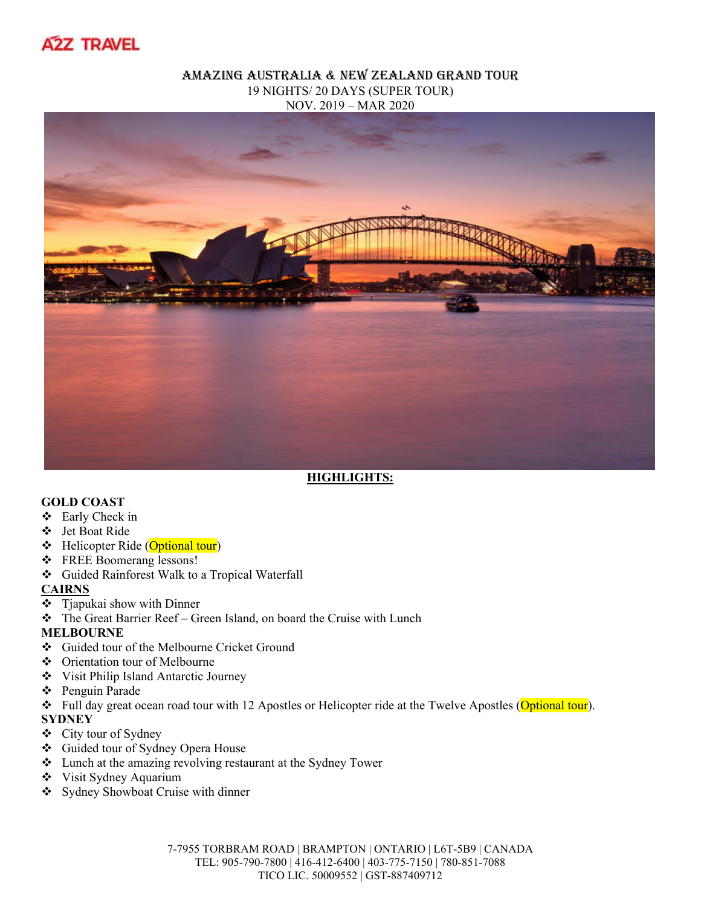A2Z TRAVEL

# AMAZING AUSTRALIA & NEW ZEALAND GRAND TOUR

19 NIGHTS/ 20 DAYS (SUPER TOUR)

NOV. 2019 – MAR 2020

## HIGHLIGHTS:

**GOLD COAST**

- Early Check in
- Jet Boat Ride
- Helicopter Ride (Optional tour)
- FREE Boomerang lessons!
- Guided Rainforest Walk to a Tropical Waterfall

**CAIRNS**

- Tjapukai show with Dinner
- The Great Barrier Reef – Green Island, on board the Cruise with Lunch

**MELBOURNE**

- Guided tour of the Melbourne Cricket Ground
- Orientation tour of Melbourne
- Visit Philip Island Antarctic Journey
- Penguin Parade
- Full day great ocean road tour with 12 Apostles or Helicopter ride at the Twelve Apostles (Optional tour).

**SYDNEY**

- City tour of Sydney
- Guided tour of Sydney Opera House
- Lunch at the amazing revolving restaurant at the Sydney Tower
- Visit Sydney Aquarium
- Sydney Showboat Cruise with dinner

7-7955 TORBRAM ROAD | BRAMPTON | ONTARIO | L6T-5B9 | CANADA
TEL: 905-790-7800 | 416-412-6400 | 403-775-7150 | 780-851-7088
TICO LIC. 50009552 | GST-887409712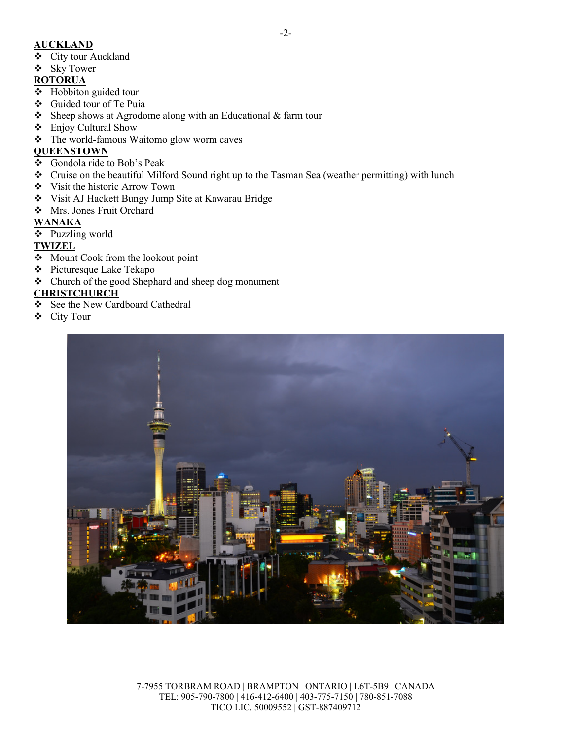**AUCKLAND**

- City tour Auckland
- Sky Tower

**ROTORUA**

- Hobbiton guided tour
- Guided tour of Te Puia
- Sheep shows at Agrodome along with an Educational & farm tour
- Enjoy Cultural Show
- The world-famous Waitomo glow worm caves

**QUEENSTOWN**

- Gondola ride to Bob's Peak
- Cruise on the beautiful Milford Sound right up to the Tasman Sea (weather permitting) with lunch
- Visit the historic Arrow Town
- Visit AJ Hackett Bungy Jump Site at Kawarau Bridge
- Mrs. Jones Fruit Orchard

**WANAKA**

- Puzzling world

**TWIZEL**

- Mount Cook from the lookout point
- Picturesque Lake Tekapo
- Church of the good Shephard and sheep dog monument

**CHRISTCHURCH**

- See the New Cardboard Cathedral
- City Tour

7-7955 TORBRAM ROAD | BRAMPTON | ONTARIO | L6T-5B9 | CANADA
TEL: 905-790-7800 | 416-412-6400 | 403-775-7150 | 780-851-7088
TICO LIC. 50009552 | GST-887409712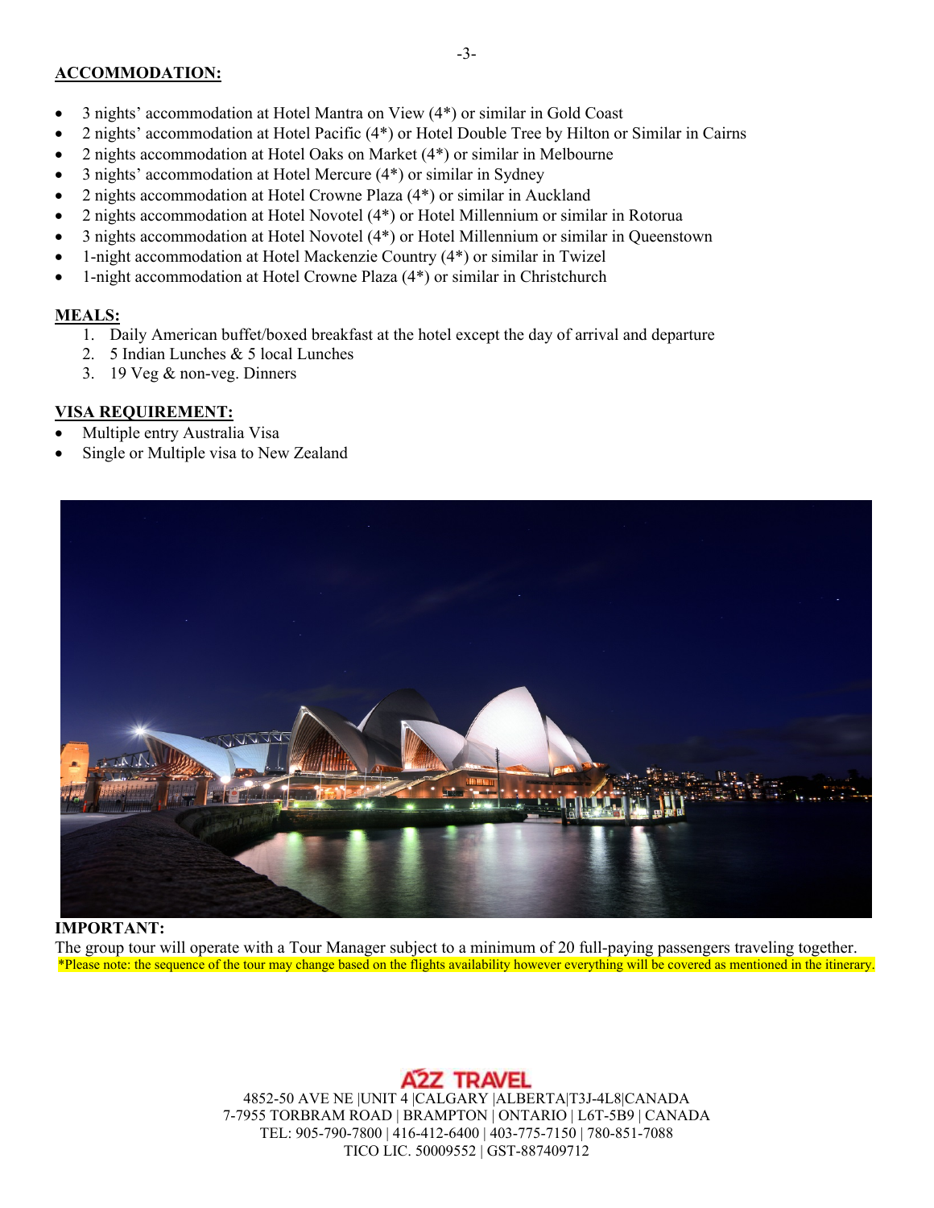**ACCOMMODATION:**

- 3 nights' accommodation at Hotel Mantra on View (4*) or similar in Gold Coast
- 2 nights' accommodation at Hotel Pacific (4*) or Hotel Double Tree by Hilton or Similar in Cairns
- 2 nights accommodation at Hotel Oaks on Market (4*) or similar in Melbourne
- 3 nights' accommodation at Hotel Mercure (4*) or similar in Sydney
- 2 nights accommodation at Hotel Crowne Plaza (4*) or similar in Auckland
- 2 nights accommodation at Hotel Novotel (4*) or Hotel Millennium or similar in Rotorua
- 3 nights accommodation at Hotel Novotel (4*) or Hotel Millennium or similar in Queenstown
- 1-night accommodation at Hotel Mackenzie Country (4*) or similar in Twizel
- 1-night accommodation at Hotel Crowne Plaza (4*) or similar in Christchurch

**MEALS:**

1. Daily American buffet/boxed breakfast at the hotel except the day of arrival and departure
2. 5 Indian Lunches & 5 local Lunches
3. 19 Veg & non-veg. Dinners

**VISA REQUIREMENT:**

- Multiple entry Australia Visa
- Single or Multiple visa to New Zealand

**IMPORTANT:**

The group tour will operate with a Tour Manager subject to a minimum of 20 full-paying passengers traveling together.

*Please note: the sequence of the tour may change based on the flights availability however everything will be covered as mentioned in the itinerary.

A2Z TRAVEL

4852-50 AVE NE |UNIT 4 |CALGARY |ALBERTA|T3J-4L8|CANADA
7-7955 TORBRAM ROAD | BRAMPTON | ONTARIO | L6T-5B9 | CANADA
TEL: 905-790-7800 | 416-412-6400 | 403-775-7150 | 780-851-7088
TICO LIC. 50009552 | GST-887409712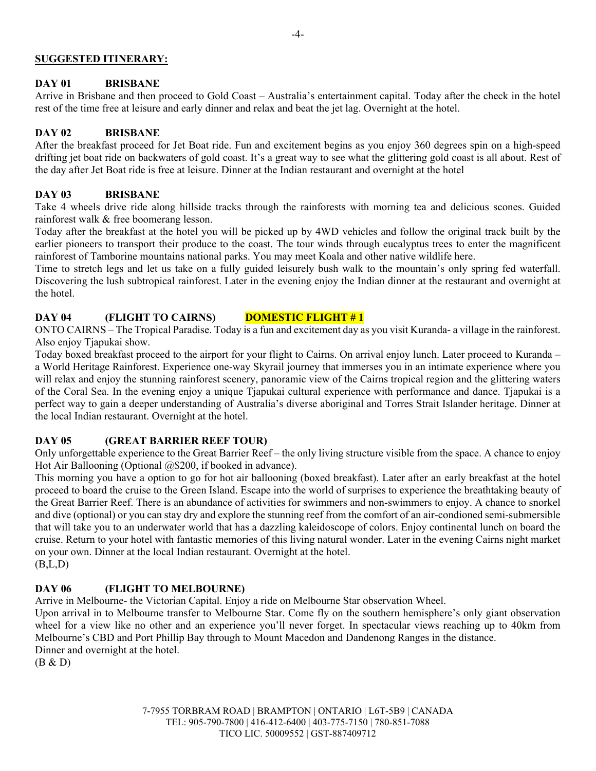**SUGGESTED ITINERARY:**

**DAY 01 BRISBANE**

Arrive in Brisbane and then proceed to Gold Coast – Australia's entertainment capital. Today after the check in the hotel rest of the time free at leisure and early dinner and relax and beat the jet lag. Overnight at the hotel.

**DAY 02 BRISBANE**

After the breakfast proceed for Jet Boat ride. Fun and excitement begins as you enjoy 360 degrees spin on a high-speed drifting jet boat ride on backwaters of gold coast. It's a great way to see what the glittering gold coast is all about. Rest of the day after Jet Boat ride is free at leisure. Dinner at the Indian restaurant and overnight at the hotel

**DAY 03 BRISBANE**

Take 4 wheels drive ride along hillside tracks through the rainforests with morning tea and delicious scones. Guided rainforest walk & free boomerang lesson.

Today after the breakfast at the hotel you will be picked up by 4WD vehicles and follow the original track built by the earlier pioneers to transport their produce to the coast. The tour winds through eucalyptus trees to enter the magnificent rainforest of Tamborine mountains national parks. You may meet Koala and other native wildlife here.

Time to stretch legs and let us take on a fully guided leisurely bush walk to the mountain's only spring fed waterfall. Discovering the lush subtropical rainforest. Later in the evening enjoy the Indian dinner at the restaurant and overnight at the hotel.

**DAY 04 (FLIGHT TO CAIRNS) DOMESTIC FLIGHT # 1**

ONTO CAIRNS – The Tropical Paradise. Today is a fun and excitement day as you visit Kuranda- a village in the rainforest. Also enjoy Tjapukai show.

Today boxed breakfast proceed to the airport for your flight to Cairns. On arrival enjoy lunch. Later proceed to Kuranda – a World Heritage Rainforest. Experience one-way Skyrail journey that immerses you in an intimate experience where you will relax and enjoy the stunning rainforest scenery, panoramic view of the Cairns tropical region and the glittering waters of the Coral Sea. In the evening enjoy a unique Tjapukai cultural experience with performance and dance. Tjapukai is a perfect way to gain a deeper understanding of Australia's diverse aboriginal and Torres Strait Islander heritage. Dinner at the local Indian restaurant. Overnight at the hotel.

**DAY 05 (GREAT BARRIER REEF TOUR)**

Only unforgettable experience to the Great Barrier Reef – the only living structure visible from the space. A chance to enjoy Hot Air Ballooning (Optional @$200, if booked in advance).

This morning you have a option to go for hot air ballooning (boxed breakfast). Later after an early breakfast at the hotel proceed to board the cruise to the Green Island. Escape into the world of surprises to experience the breathtaking beauty of the Great Barrier Reef. There is an abundance of activities for swimmers and non-swimmers to enjoy. A chance to snorkel and dive (optional) or you can stay dry and explore the stunning reef from the comfort of an air-condioned semi-submersible that will take you to an underwater world that has a dazzling kaleidoscope of colors. Enjoy continental lunch on board the cruise. Return to your hotel with fantastic memories of this living natural wonder. Later in the evening Cairns night market on your own. Dinner at the local Indian restaurant. Overnight at the hotel.

(B,L,D)

**DAY 06 (FLIGHT TO MELBOURNE)**

Arrive in Melbourne- the Victorian Capital. Enjoy a ride on Melbourne Star observation Wheel.

Upon arrival in to Melbourne transfer to Melbourne Star. Come fly on the southern hemisphere's only giant observation wheel for a view like no other and an experience you'll never forget. In spectacular views reaching up to 40km from Melbourne's CBD and Port Phillip Bay through to Mount Macedon and Dandenong Ranges in the distance.

Dinner and overnight at the hotel.

(B & D)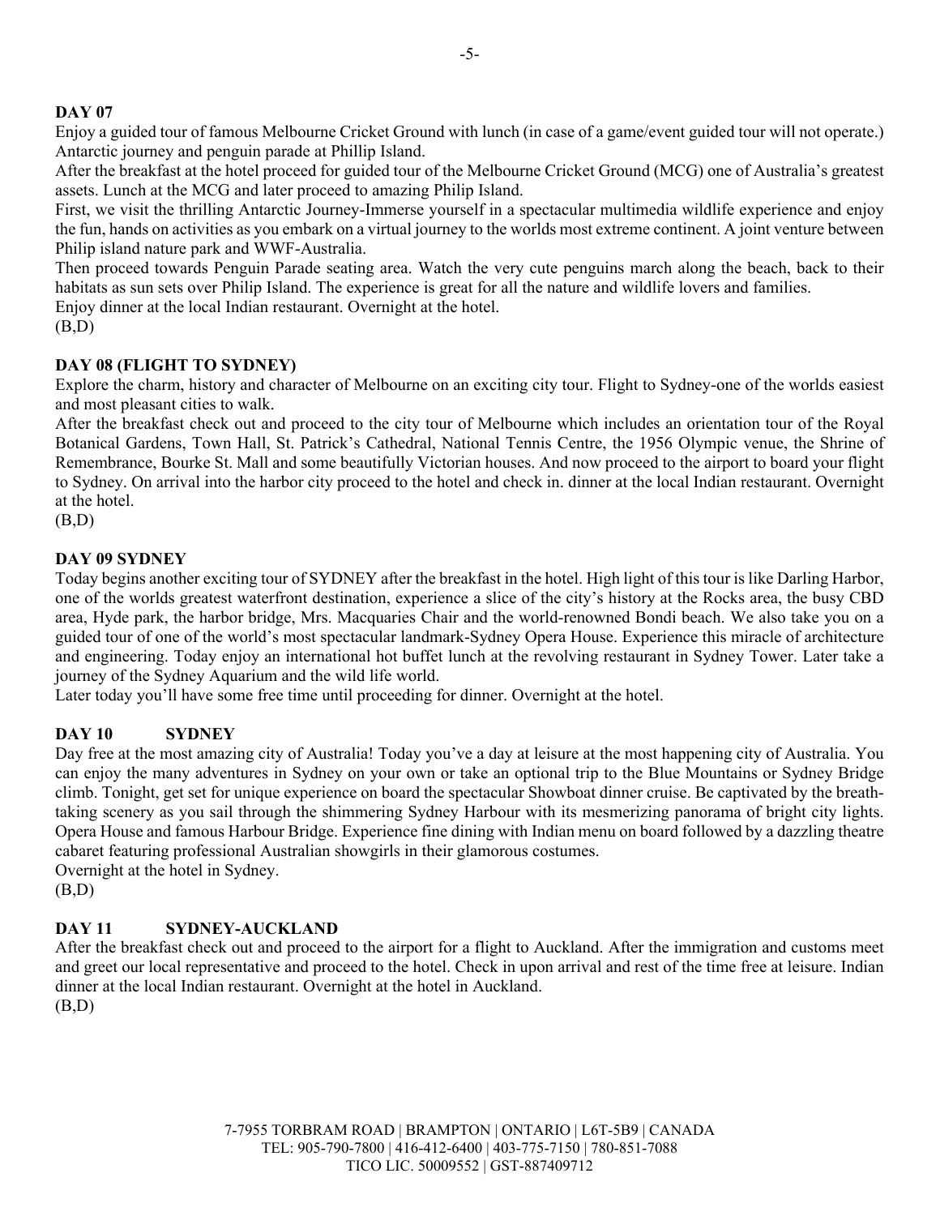**DAY 07**

Enjoy a guided tour of famous Melbourne Cricket Ground with lunch (in case of a game/event guided tour will not operate.) Antarctic journey and penguin parade at Phillip Island.

After the breakfast at the hotel proceed for guided tour of the Melbourne Cricket Ground (MCG) one of Australia's greatest assets. Lunch at the MCG and later proceed to amazing Philip Island.

First, we visit the thrilling Antarctic Journey-Immerse yourself in a spectacular multimedia wildlife experience and enjoy the fun, hands on activities as you embark on a virtual journey to the worlds most extreme continent. A joint venture between Philip island nature park and WWF-Australia.

Then proceed towards Penguin Parade seating area. Watch the very cute penguins march along the beach, back to their habitats as sun sets over Philip Island. The experience is great for all the nature and wildlife lovers and families.

Enjoy dinner at the local Indian restaurant. Overnight at the hotel.

(B,D)

**DAY 08 (FLIGHT TO SYDNEY)**

Explore the charm, history and character of Melbourne on an exciting city tour. Flight to Sydney-one of the worlds easiest and most pleasant cities to walk.

After the breakfast check out and proceed to the city tour of Melbourne which includes an orientation tour of the Royal Botanical Gardens, Town Hall, St. Patrick's Cathedral, National Tennis Centre, the 1956 Olympic venue, the Shrine of Remembrance, Bourke St. Mall and some beautifully Victorian houses. And now proceed to the airport to board your flight to Sydney. On arrival into the harbor city proceed to the hotel and check in. dinner at the local Indian restaurant. Overnight at the hotel.

(B,D)

**DAY 09 SYDNEY**

Today begins another exciting tour of SYDNEY after the breakfast in the hotel. High light of this tour is like Darling Harbor, one of the worlds greatest waterfront destination, experience a slice of the city's history at the Rocks area, the busy CBD area, Hyde park, the harbor bridge, Mrs. Macquaries Chair and the world-renowned Bondi beach. We also take you on a guided tour of one of the world's most spectacular landmark-Sydney Opera House. Experience this miracle of architecture and engineering. Today enjoy an international hot buffet lunch at the revolving restaurant in Sydney Tower. Later take a journey of the Sydney Aquarium and the wild life world.

Later today you'll have some free time until proceeding for dinner. Overnight at the hotel.

**DAY 10 SYDNEY**

Day free at the most amazing city of Australia! Today you've a day at leisure at the most happening city of Australia. You can enjoy the many adventures in Sydney on your own or take an optional trip to the Blue Mountains or Sydney Bridge climb. Tonight, get set for unique experience on board the spectacular Showboat dinner cruise. Be captivated by the breath-taking scenery as you sail through the shimmering Sydney Harbour with its mesmerizing panorama of bright city lights. Opera House and famous Harbour Bridge. Experience fine dining with Indian menu on board followed by a dazzling theatre cabaret featuring professional Australian showgirls in their glamorous costumes.

Overnight at the hotel in Sydney.

(B,D)

**DAY 11 SYDNEY-AUCKLAND**

After the breakfast check out and proceed to the airport for a flight to Auckland. After the immigration and customs meet and greet our local representative and proceed to the hotel. Check in upon arrival and rest of the time free at leisure. Indian dinner at the local Indian restaurant. Overnight at the hotel in Auckland.

(B,D)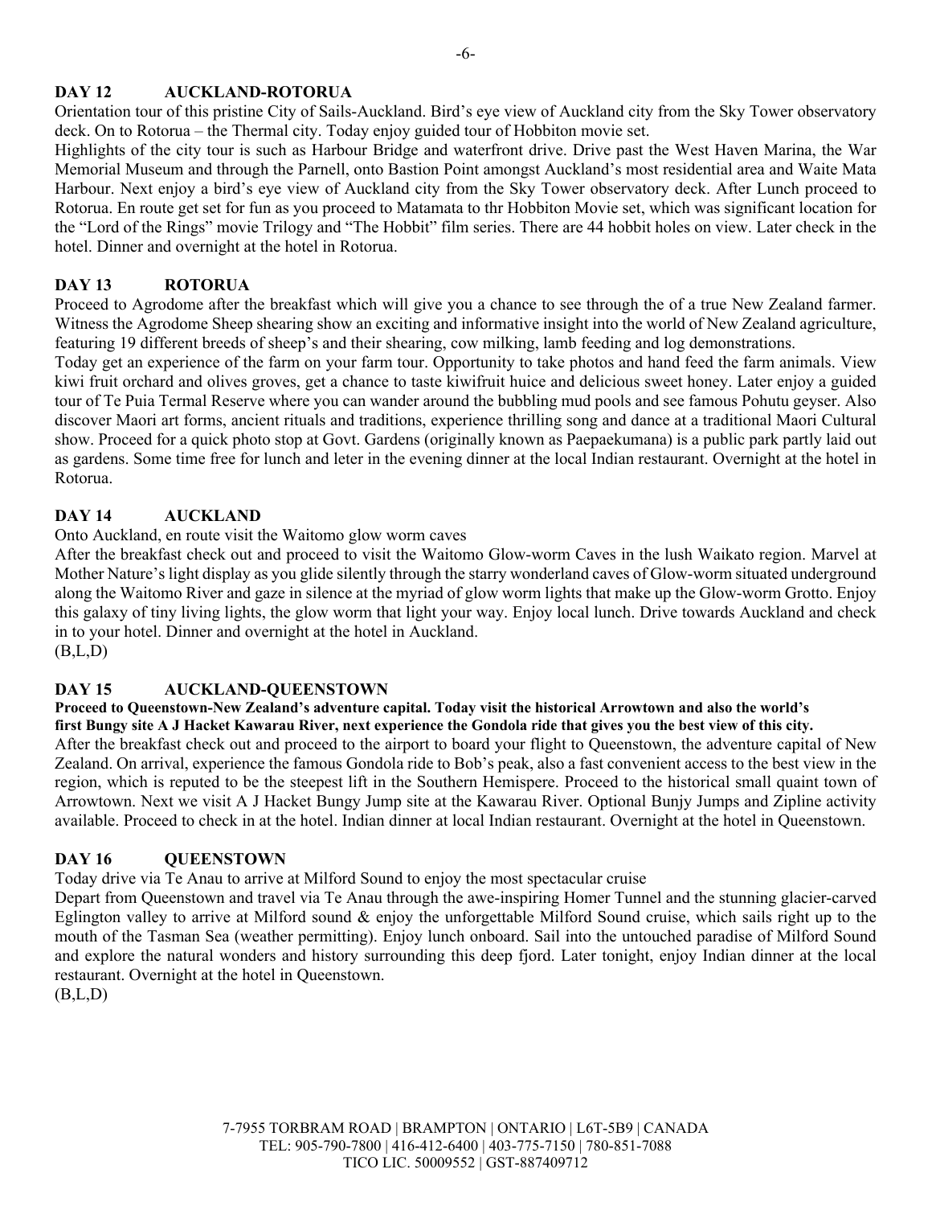## DAY 12 AUCKLAND-ROTORUA

Orientation tour of this pristine City of Sails-Auckland. Bird's eye view of Auckland city from the Sky Tower observatory deck. On to Rotorua – the Thermal city. Today enjoy guided tour of Hobbiton movie set.

Highlights of the city tour is such as Harbour Bridge and waterfront drive. Drive past the West Haven Marina, the War Memorial Museum and through the Parnell, onto Bastion Point amongst Auckland's most residential area and Waite Mata Harbour. Next enjoy a bird's eye view of Auckland city from the Sky Tower observatory deck. After Lunch proceed to Rotorua. En route get set for fun as you proceed to Matamata to thr Hobbiton Movie set, which was significant location for the "Lord of the Rings" movie Trilogy and "The Hobbit" film series. There are 44 hobbit holes on view. Later check in the hotel. Dinner and overnight at the hotel in Rotorua.

## DAY 13 ROTORUA

Proceed to Agrodome after the breakfast which will give you a chance to see through the of a true New Zealand farmer. Witness the Agrodome Sheep shearing show an exciting and informative insight into the world of New Zealand agriculture, featuring 19 different breeds of sheep's and their shearing, cow milking, lamb feeding and log demonstrations.

Today get an experience of the farm on your farm tour. Opportunity to take photos and hand feed the farm animals. View kiwi fruit orchard and olives groves, get a chance to taste kiwifruit huice and delicious sweet honey. Later enjoy a guided tour of Te Puia Termal Reserve where you can wander around the bubbling mud pools and see famous Pohutu geyser. Also discover Maori art forms, ancient rituals and traditions, experience thrilling song and dance at a traditional Maori Cultural show. Proceed for a quick photo stop at Govt. Gardens (originally known as Paepaekumana) is a public park partly laid out as gardens. Some time free for lunch and leter in the evening dinner at the local Indian restaurant. Overnight at the hotel in Rotorua.

## DAY 14 AUCKLAND

Onto Auckland, en route visit the Waitomo glow worm caves

After the breakfast check out and proceed to visit the Waitomo Glow-worm Caves in the lush Waikato region. Marvel at Mother Nature's light display as you glide silently through the starry wonderland caves of Glow-worm situated underground along the Waitomo River and gaze in silence at the myriad of glow worm lights that make up the Glow-worm Grotto. Enjoy this galaxy of tiny living lights, the glow worm that light your way. Enjoy local lunch. Drive towards Auckland and check in to your hotel. Dinner and overnight at the hotel in Auckland.

(B,L,D)

## DAY 15 AUCKLAND-QUEENSTOWN

**Proceed to Queenstown-New Zealand's adventure capital. Today visit the historical Arrowtown and also the world's first Bungy site A J Hacket Kawarau River, next experience the Gondola ride that gives you the best view of this city.**

After the breakfast check out and proceed to the airport to board your flight to Queenstown, the adventure capital of New Zealand. On arrival, experience the famous Gondola ride to Bob's peak, also a fast convenient access to the best view in the region, which is reputed to be the steepest lift in the Southern Hemispere. Proceed to the historical small quaint town of Arrowtown. Next we visit A J Hacket Bungy Jump site at the Kawarau River. Optional Bunjy Jumps and Zipline activity available. Proceed to check in at the hotel. Indian dinner at local Indian restaurant. Overnight at the hotel in Queenstown.

## DAY 16 QUEENSTOWN

Today drive via Te Anau to arrive at Milford Sound to enjoy the most spectacular cruise

Depart from Queenstown and travel via Te Anau through the awe-inspiring Homer Tunnel and the stunning glacier-carved Eglington valley to arrive at Milford sound & enjoy the unforgettable Milford Sound cruise, which sails right up to the mouth of the Tasman Sea (weather permitting). Enjoy lunch onboard. Sail into the untouched paradise of Milford Sound and explore the natural wonders and history surrounding this deep fjord. Later tonight, enjoy Indian dinner at the local restaurant. Overnight at the hotel in Queenstown.

(B,L,D)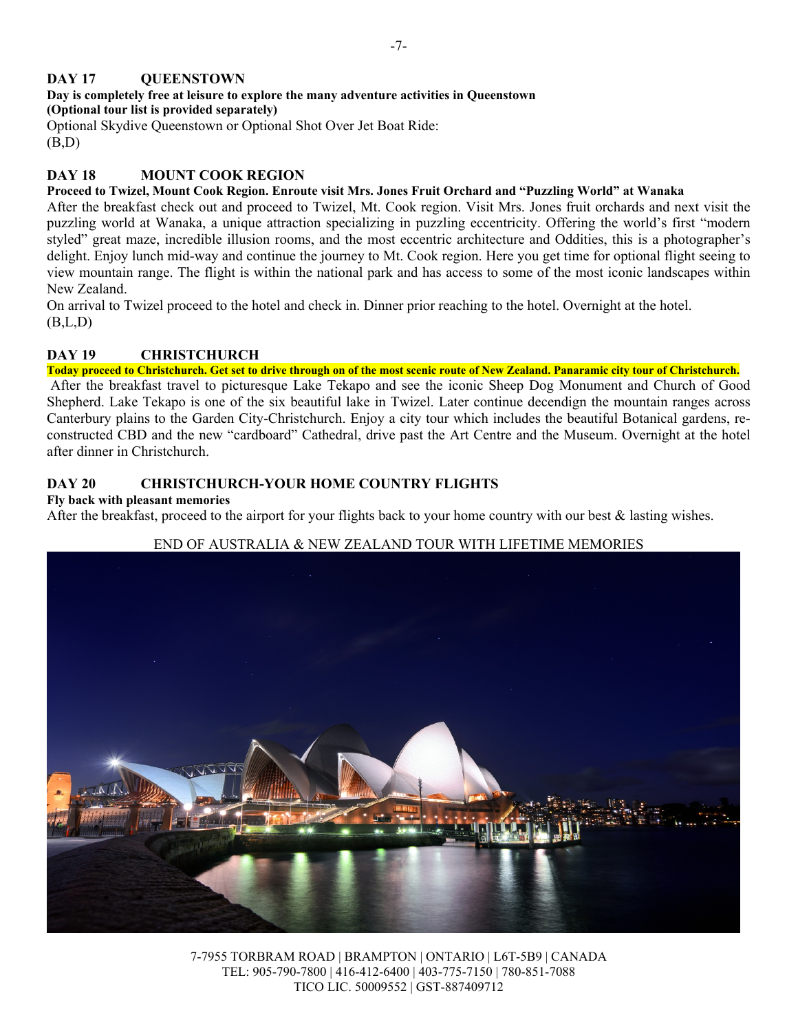## DAY 17 QUEENSTOWN

**Day is completely free at leisure to explore the many adventure activities in Queenstown**
**(Optional tour list is provided separately)**

Optional Skydive Queenstown or Optional Shot Over Jet Boat Ride:
(B,D)

## DAY 18 MOUNT COOK REGION

**Proceed to Twizel, Mount Cook Region. Enroute visit Mrs. Jones Fruit Orchard and "Puzzling World" at Wanaka**

After the breakfast check out and proceed to Twizel, Mt. Cook region. Visit Mrs. Jones fruit orchards and next visit the puzzling world at Wanaka, a unique attraction specializing in puzzling eccentricity. Offering the world's first "modern styled" great maze, incredible illusion rooms, and the most eccentric architecture and Oddities, this is a photographer's delight. Enjoy lunch mid-way and continue the journey to Mt. Cook region. Here you get time for optional flight seeing to view mountain range. The flight is within the national park and has access to some of the most iconic landscapes within New Zealand.

On arrival to Twizel proceed to the hotel and check in. Dinner prior reaching to the hotel. Overnight at the hotel.
(B,L,D)

## DAY 19 CHRISTCHURCH

**Today proceed to Christchurch. Get set to drive through on of the most scenic route of New Zealand. Panaramic city tour of Christchurch.**

After the breakfast travel to picturesque Lake Tekapo and see the iconic Sheep Dog Monument and Church of Good Shepherd. Lake Tekapo is one of the six beautiful lake in Twizel. Later continue decendign the mountain ranges across Canterbury plains to the Garden City-Christchurch. Enjoy a city tour which includes the beautiful Botanical gardens, re-constructed CBD and the new "cardboard" Cathedral, drive past the Art Centre and the Museum. Overnight at the hotel after dinner in Christchurch.

## DAY 20 CHRISTCHURCH-YOUR HOME COUNTRY FLIGHTS

**Fly back with pleasant memories**

After the breakfast, proceed to the airport for your flights back to your home country with our best & lasting wishes.

END OF AUSTRALIA & NEW ZEALAND TOUR WITH LIFETIME MEMORIES

7-7955 TORBRAM ROAD | BRAMPTON | ONTARIO | L6T-5B9 | CANADA
TEL: 905-790-7800 | 416-412-6400 | 403-775-7150 | 780-851-7088
TICO LIC. 50009552 | GST-887409712